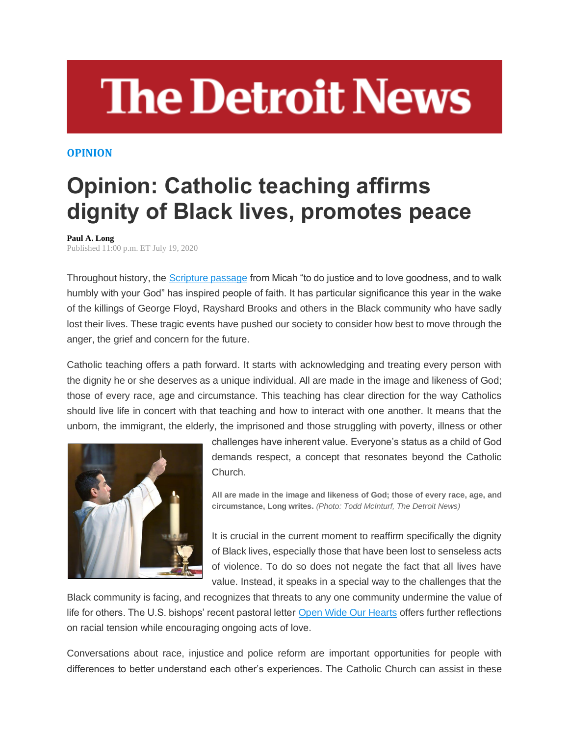# The Detroit News

**OPINION**

# Opinion: Catholic teaching affirms dignity of Black lives, promotes peace

**Paul A. Long**
Published 11:00 p.m. ET July 19, 2020

Throughout history, the Scripture passage from Micah "to do justice and to love goodness, and to walk humbly with your God" has inspired people of faith. It has particular significance this year in the wake of the killings of George Floyd, Rayshard Brooks and others in the Black community who have sadly lost their lives. These tragic events have pushed our society to consider how best to move through the anger, the grief and concern for the future.

Catholic teaching offers a path forward. It starts with acknowledging and treating every person with the dignity he or she deserves as a unique individual. All are made in the image and likeness of God; those of every race, age and circumstance. This teaching has clear direction for the way Catholics should live life in concert with that teaching and how to interact with one another. It means that the unborn, the immigrant, the elderly, the imprisoned and those struggling with poverty, illness or other challenges have inherent value. Everyone's status as a child of God demands respect, a concept that resonates beyond the Catholic Church.

**All are made in the image and likeness of God; those of every race, age, and circumstance, Long writes.** *(Photo: Todd McInturf, The Detroit News)*

It is crucial in the current moment to reaffirm specifically the dignity of Black lives, especially those that have been lost to senseless acts of violence. To do so does not negate the fact that all lives have value. Instead, it speaks in a special way to the challenges that the Black community is facing, and recognizes that threats to any one community undermine the value of life for others. The U.S. bishops' recent pastoral letter Open Wide Our Hearts offers further reflections on racial tension while encouraging ongoing acts of love.

Conversations about race, injustice and police reform are important opportunities for people with differences to better understand each other's experiences. The Catholic Church can assist in these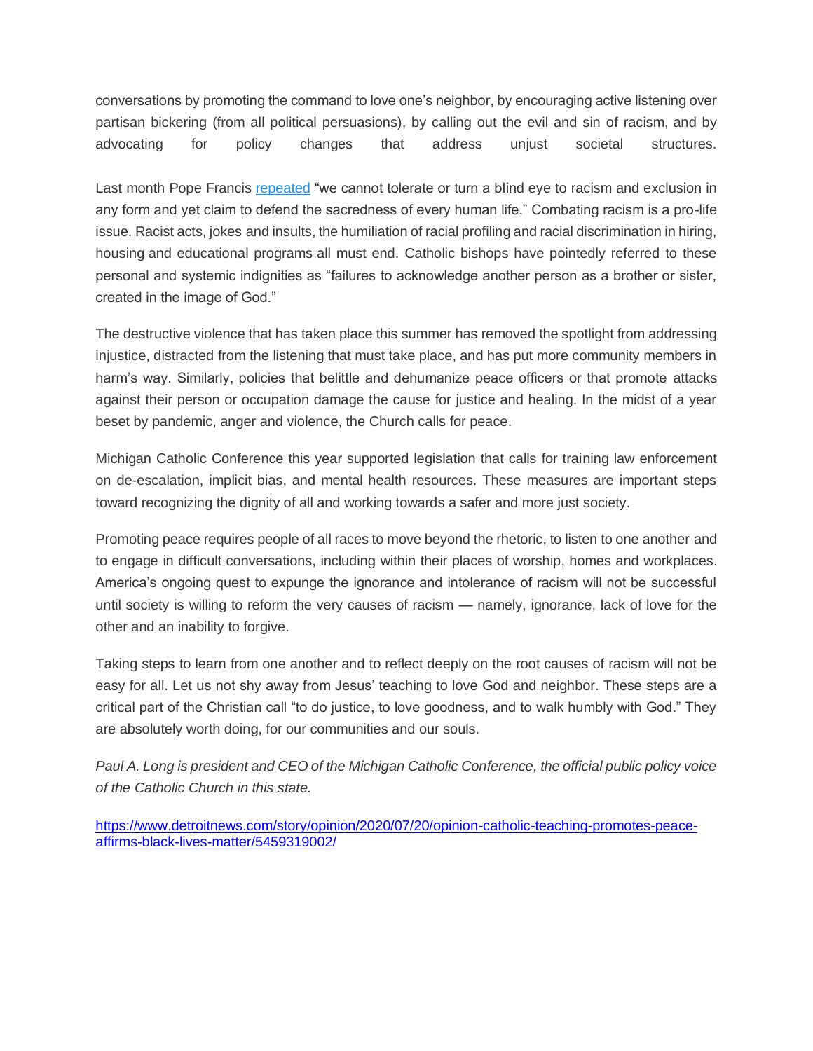conversations by promoting the command to love one's neighbor, by encouraging active listening over partisan bickering (from all political persuasions), by calling out the evil and sin of racism, and by advocating for policy changes that address unjust societal structures.

Last month Pope Francis [repeated](#) "we cannot tolerate or turn a blind eye to racism and exclusion in any form and yet claim to defend the sacredness of every human life." Combating racism is a pro-life issue. Racist acts, jokes and insults, the humiliation of racial profiling and racial discrimination in hiring, housing and educational programs all must end. Catholic bishops have pointedly referred to these personal and systemic indignities as "failures to acknowledge another person as a brother or sister, created in the image of God."

The destructive violence that has taken place this summer has removed the spotlight from addressing injustice, distracted from the listening that must take place, and has put more community members in harm's way. Similarly, policies that belittle and dehumanize peace officers or that promote attacks against their person or occupation damage the cause for justice and healing. In the midst of a year beset by pandemic, anger and violence, the Church calls for peace.

Michigan Catholic Conference this year supported legislation that calls for training law enforcement on de-escalation, implicit bias, and mental health resources. These measures are important steps toward recognizing the dignity of all and working towards a safer and more just society.

Promoting peace requires people of all races to move beyond the rhetoric, to listen to one another and to engage in difficult conversations, including within their places of worship, homes and workplaces. America's ongoing quest to expunge the ignorance and intolerance of racism will not be successful until society is willing to reform the very causes of racism — namely, ignorance, lack of love for the other and an inability to forgive.

Taking steps to learn from one another and to reflect deeply on the root causes of racism will not be easy for all. Let us not shy away from Jesus' teaching to love God and neighbor. These steps are a critical part of the Christian call "to do justice, to love goodness, and to walk humbly with God." They are absolutely worth doing, for our communities and our souls.

*Paul A. Long is president and CEO of the Michigan Catholic Conference, the official public policy voice of the Catholic Church in this state.*

https://www.detroitnews.com/story/opinion/2020/07/20/opinion-catholic-teaching-promotes-peace-affirms-black-lives-matter/5459319002/